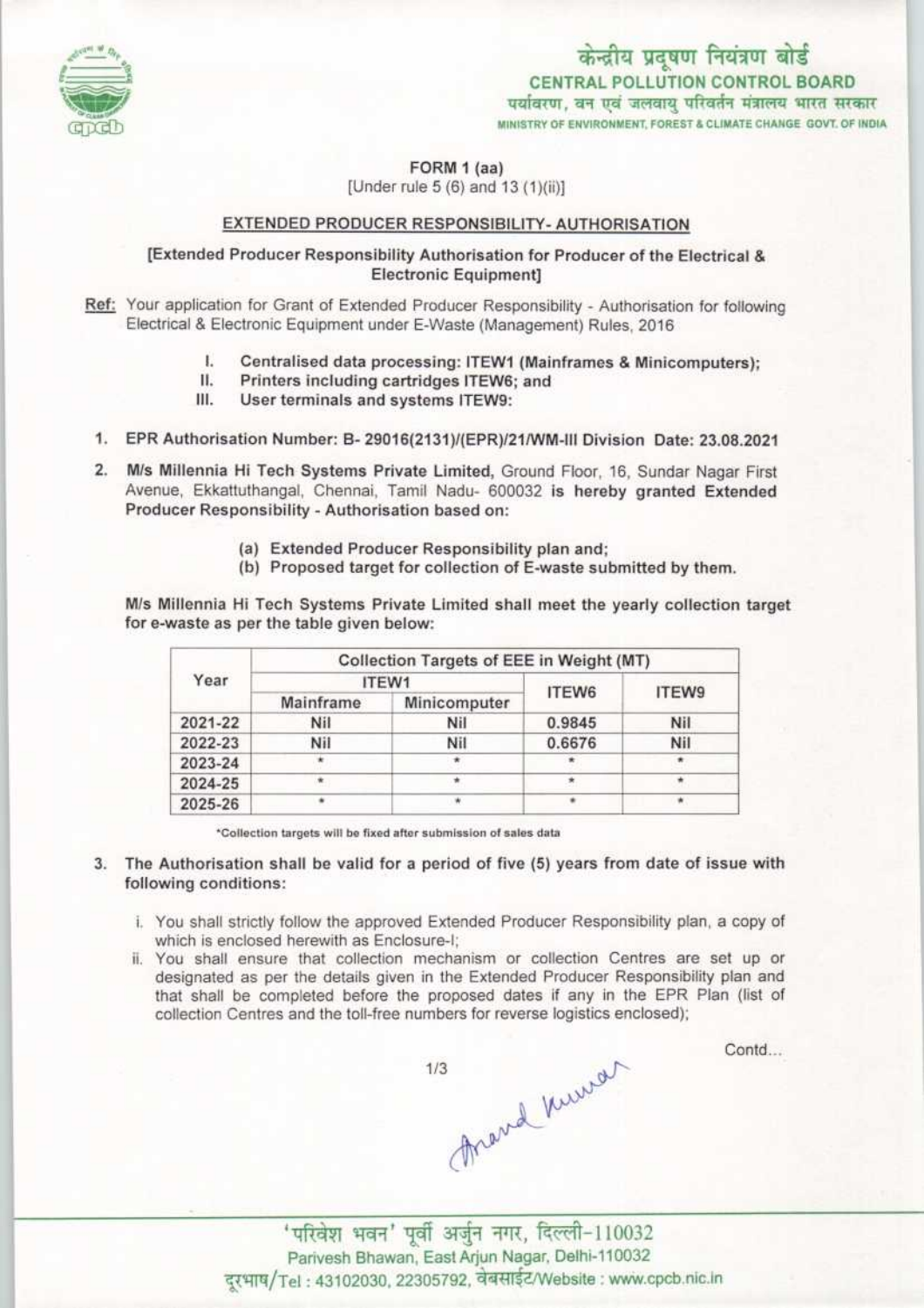केन्द्रीय प्रदूषण नियंत्रण बोर्ड
**CENTRAL POLLUTION CONTROL BOARD**
पर्यावरण, वन एवं जलवायु परिवर्तन मंत्रालय भारत सरकार
MINISTRY OF ENVIRONMENT, FOREST & CLIMATE CHANGE GOVT. OF INDIA

**FORM 1 (aa)**
[Under rule 5 (6) and 13 (1)(ii)]

**EXTENDED PRODUCER RESPONSIBILITY- AUTHORISATION**

**[Extended Producer Responsibility Authorisation for Producer of the Electrical & Electronic Equipment]**

**Ref:** Your application for Grant of Extended Producer Responsibility - Authorisation for following Electrical & Electronic Equipment under E-Waste (Management) Rules, 2016

I. **Centralised data processing: ITEW1 (Mainframes & Minicomputers);**
II. **Printers including cartridges ITEW6; and**
III. **User terminals and systems ITEW9:**

1. **EPR Authorisation Number: B- 29016(2131)/(EPR)/21/WM-III Division Date: 23.08.2021**

2. **M/s Millennia Hi Tech Systems Private Limited,** Ground Floor, 16, Sundar Nagar First Avenue, Ekkattuthangal, Chennai, Tamil Nadu- 600032 **is hereby granted Extended Producer Responsibility - Authorisation based on:**

   (a) **Extended Producer Responsibility plan and;**
   (b) **Proposed target for collection of E-waste submitted by them.**

**M/s Millennia Hi Tech Systems Private Limited shall meet the yearly collection target for e-waste as per the table given below:**

| Year | Collection Targets of EEE in Weight (MT) | | | |
|---|---|---|---|---|
| | ITEW1 | | ITEW6 | ITEW9 |
| | Mainframe | Minicomputer | | |
| 2021-22 | Nil | Nil | 0.9845 | Nil |
| 2022-23 | Nil | Nil | 0.6676 | Nil |
| 2023-24 | * | * | * | * |
| 2024-25 | * | * | * | * |
| 2025-26 | * | * | * | * |

*Collection targets will be fixed after submission of sales data

3. **The Authorisation shall be valid for a period of five (5) years from date of issue with following conditions:**

   i. You shall strictly follow the approved Extended Producer Responsibility plan, a copy of which is enclosed herewith as Enclosure-I;
   ii. You shall ensure that collection mechanism or collection Centres are set up or designated as per the details given in the Extended Producer Responsibility plan and that shall be completed before the proposed dates if any in the EPR Plan (list of collection Centres and the toll-free numbers for reverse logistics enclosed);

Contd...

Anand Kumar

'परिवेश भवन' पूर्वी अर्जुन नगर, दिल्ली-110032
Parivesh Bhawan, East Arjun Nagar, Delhi-110032
दूरभाष/Tel : 43102030, 22305792, वेबसाईट/Website : www.cpcb.nic.in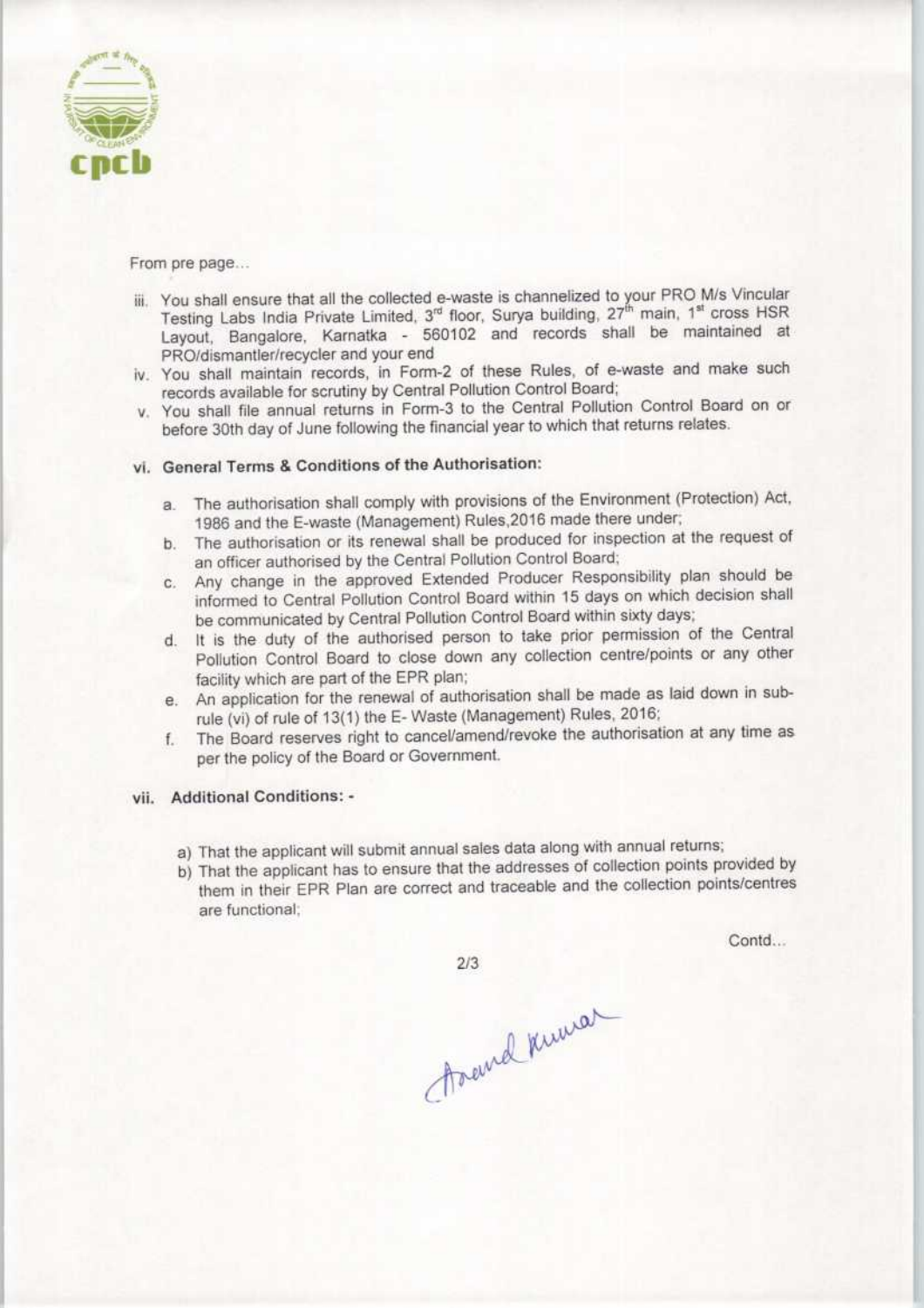From pre page...

iii. You shall ensure that all the collected e-waste is channelized to your PRO M/s Vincular Testing Labs India Private Limited, 3rd floor, Surya building, 27th main, 1st cross HSR Layout, Bangalore, Karnatka - 560102 and records shall be maintained at PRO/dismantler/recycler and your end

iv. You shall maintain records, in Form-2 of these Rules, of e-waste and make such records available for scrutiny by Central Pollution Control Board;

v. You shall file annual returns in Form-3 to the Central Pollution Control Board on or before 30th day of June following the financial year to which that returns relates.

vi. **General Terms & Conditions of the Authorisation:**

   a. The authorisation shall comply with provisions of the Environment (Protection) Act, 1986 and the E-waste (Management) Rules,2016 made there under;
   b. The authorisation or its renewal shall be produced for inspection at the request of an officer authorised by the Central Pollution Control Board;
   c. Any change in the approved Extended Producer Responsibility plan should be informed to Central Pollution Control Board within 15 days on which decision shall be communicated by Central Pollution Control Board within sixty days;
   d. It is the duty of the authorised person to take prior permission of the Central Pollution Control Board to close down any collection centre/points or any other facility which are part of the EPR plan;
   e. An application for the renewal of authorisation shall be made as laid down in sub-rule (vi) of rule of 13(1) the E- Waste (Management) Rules, 2016;
   f. The Board reserves right to cancel/amend/revoke the authorisation at any time as per the policy of the Board or Government.

vii. **Additional Conditions: -**

   a) That the applicant will submit annual sales data along with annual returns;
   b) That the applicant has to ensure that the addresses of collection points provided by them in their EPR Plan are correct and traceable and the collection points/centres are functional;

Contd...

Anand Kumar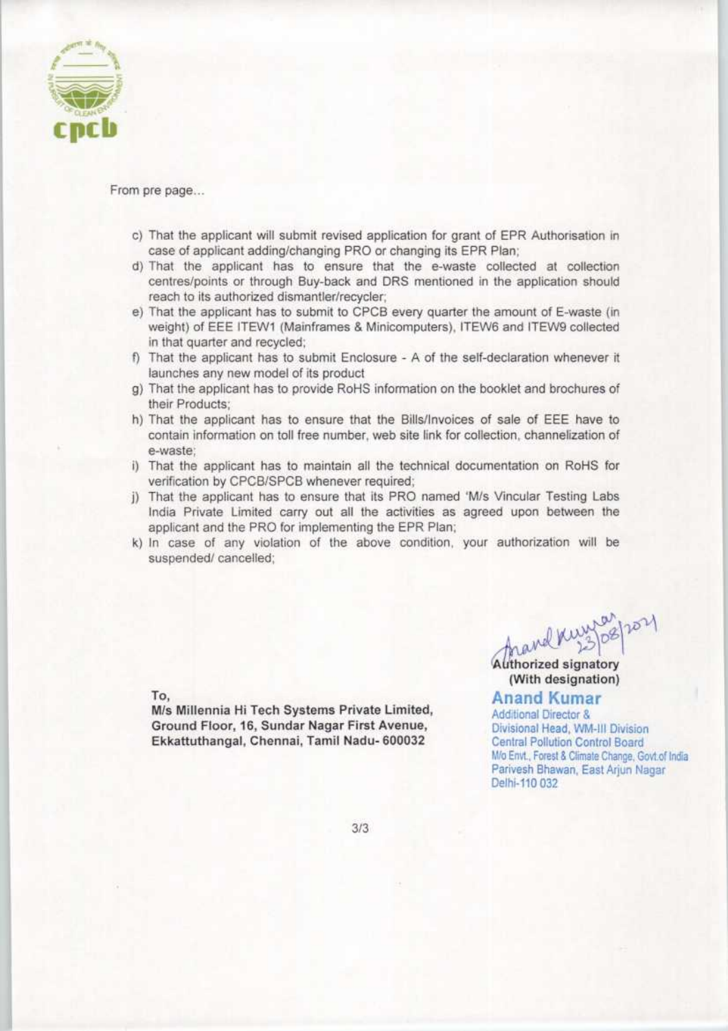From pre page...

c) That the applicant will submit revised application for grant of EPR Authorisation in case of applicant adding/changing PRO or changing its EPR Plan;
d) That the applicant has to ensure that the e-waste collected at collection centres/points or through Buy-back and DRS mentioned in the application should reach to its authorized dismantler/recycler;
e) That the applicant has to submit to CPCB every quarter the amount of E-waste (in weight) of EEE ITEW1 (Mainframes & Minicomputers), ITEW6 and ITEW9 collected in that quarter and recycled;
f) That the applicant has to submit Enclosure - A of the self-declaration whenever it launches any new model of its product
g) That the applicant has to provide RoHS information on the booklet and brochures of their Products;
h) That the applicant has to ensure that the Bills/Invoices of sale of EEE have to contain information on toll free number, web site link for collection, channelization of e-waste;
i) That the applicant has to maintain all the technical documentation on RoHS for verification by CPCB/SPCB whenever required;
j) That the applicant has to ensure that its PRO named 'M/s Vincular Testing Labs India Private Limited carry out all the activities as agreed upon between the applicant and the PRO for implementing the EPR Plan;
k) In case of any violation of the above condition, your authorization will be suspended/ cancelled;

Anand Kumar 23/08/2021

Authorized signatory
(With designation)

**Anand Kumar**
Additional Director &
Divisional Head, WM-III Division
Central Pollution Control Board
M/o Envt., Forest & Climate Change, Govt.of India
Parivesh Bhawan, East Arjun Nagar
Delhi-110 032

To,
**M/s Millennia Hi Tech Systems Private Limited,**
**Ground Floor, 16, Sundar Nagar First Avenue,**
**Ekkattuthangal, Chennai, Tamil Nadu- 600032**